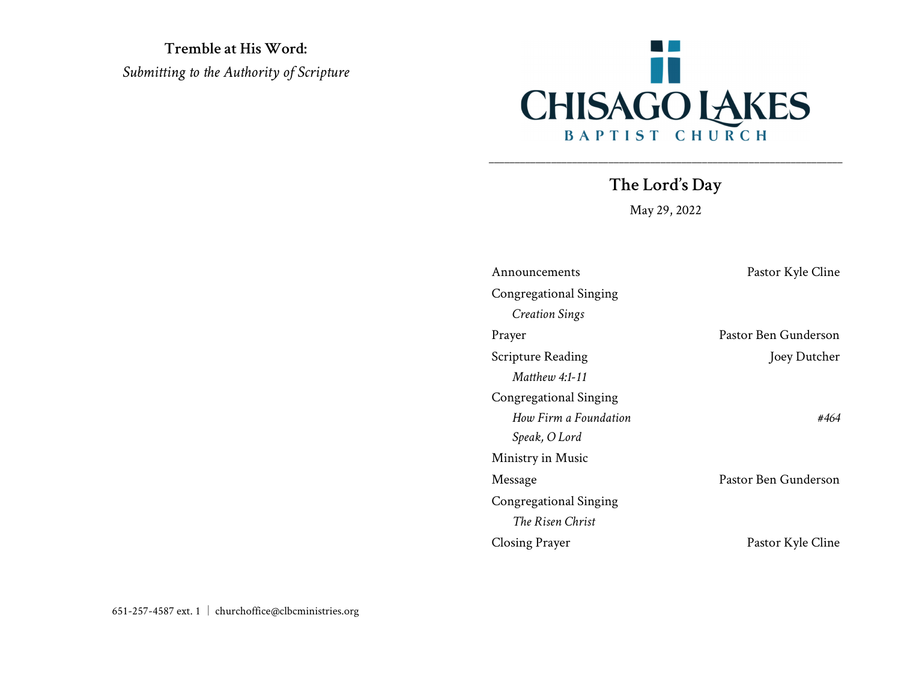**Tremble at His Word:**

*Submitting to the Authority of Scripture*

651-257-4587 ext. 1 | churchoffice@clbcministries.org

# CHISAGO LAKES

## BAPTIST CHURCH

---

## The Lord's Day

May 29, 2022

| | |
|---|---|
| Announcements | Pastor Kyle Cline |
| Congregational Singing | |
| *Creation Sings* | |
| Prayer | Pastor Ben Gunderson |
| Scripture Reading | Joey Dutcher |
| *Matthew 4:1-11* | |
| Congregational Singing | |
| *How Firm a Foundation* | *#464* |
| *Speak, O Lord* | |
| Ministry in Music | |
| Message | Pastor Ben Gunderson |
| Congregational Singing | |
| *The Risen Christ* | |
| Closing Prayer | Pastor Kyle Cline |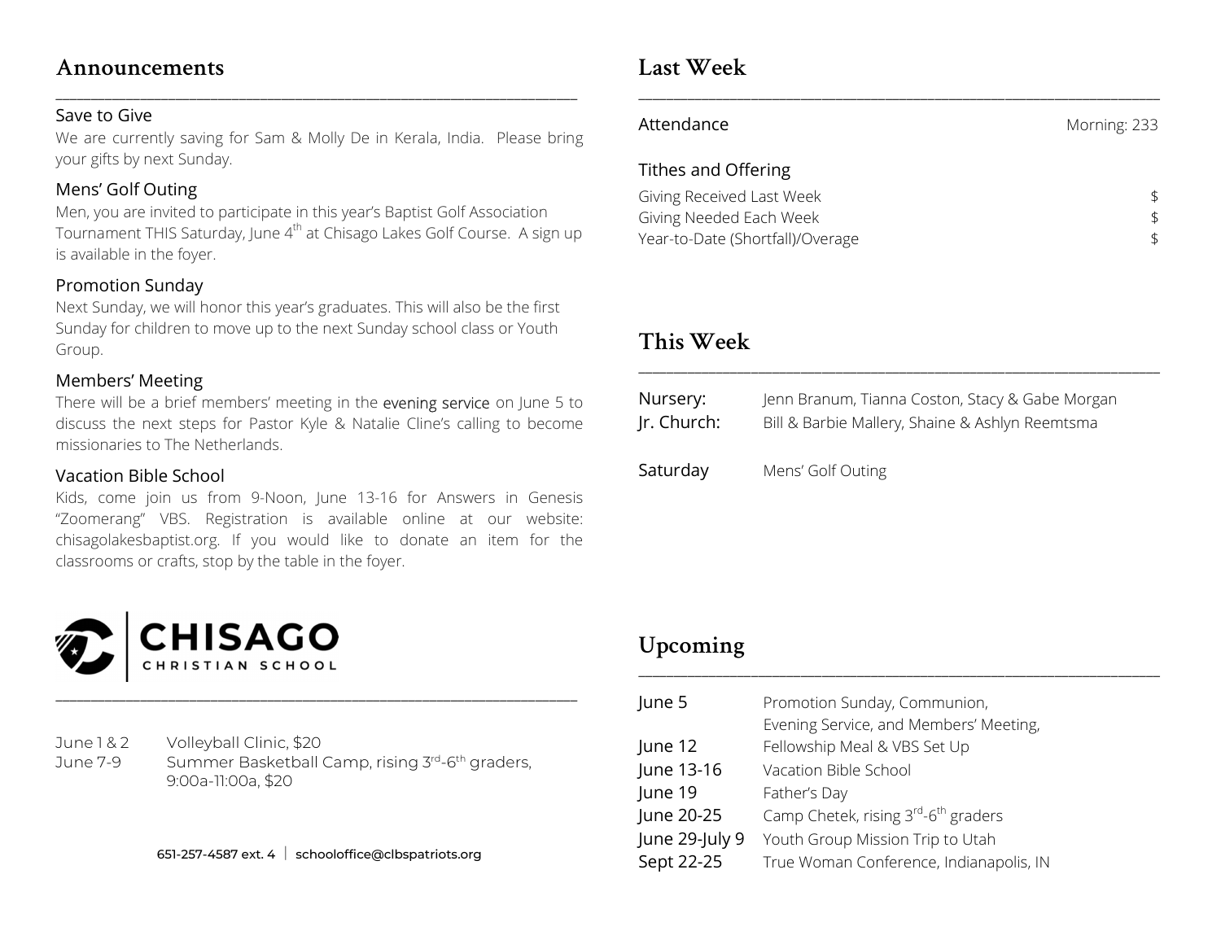## Announcements

### Save to Give

We are currently saving for Sam & Molly De in Kerala, India. Please bring your gifts by next Sunday.

### Mens' Golf Outing

Men, you are invited to participate in this year's Baptist Golf Association Tournament THIS Saturday, June 4th at Chisago Lakes Golf Course. A sign up is available in the foyer.

### Promotion Sunday

Next Sunday, we will honor this year's graduates. This will also be the first Sunday for children to move up to the next Sunday school class or Youth Group.

### Members' Meeting

There will be a brief members' meeting in the evening service on June 5 to discuss the next steps for Pastor Kyle & Natalie Cline's calling to become missionaries to The Netherlands.

### Vacation Bible School

Kids, come join us from 9-Noon, June 13-16 for Answers in Genesis "Zoomerang" VBS. Registration is available online at our website: chisagolakesbaptist.org. If you would like to donate an item for the classrooms or crafts, stop by the table in the foyer.

**CHISAGO**
CHRISTIAN SCHOOL

| | |
|---|---|
| June 1 & 2 | Volleyball Clinic, $20 |
| June 7-9 | Summer Basketball Camp, rising 3rd-6th graders, 9:00a-11:00a, $20 |

651-257-4587 ext. 4 | schooloffice@clbspatriots.org

## Last Week

| | |
|---|---|
| Attendance | Morning: 233 |

### Tithes and Offering

| | |
|---|---|
| Giving Received Last Week | $ |
| Giving Needed Each Week | $ |
| Year-to-Date (Shortfall)/Overage | $ |

## This Week

| | |
|---|---|
| Nursery: | Jenn Branum, Tianna Coston, Stacy & Gabe Morgan |
| Jr. Church: | Bill & Barbie Mallery, Shaine & Ashlyn Reemtsma |
| Saturday | Mens' Golf Outing |

## Upcoming

| | |
|---|---|
| June 5 | Promotion Sunday, Communion, Evening Service, and Members' Meeting, |
| June 12 | Fellowship Meal & VBS Set Up |
| June 13-16 | Vacation Bible School |
| June 19 | Father's Day |
| June 20-25 | Camp Chetek, rising 3rd-6th graders |
| June 29-July 9 | Youth Group Mission Trip to Utah |
| Sept 22-25 | True Woman Conference, Indianapolis, IN |